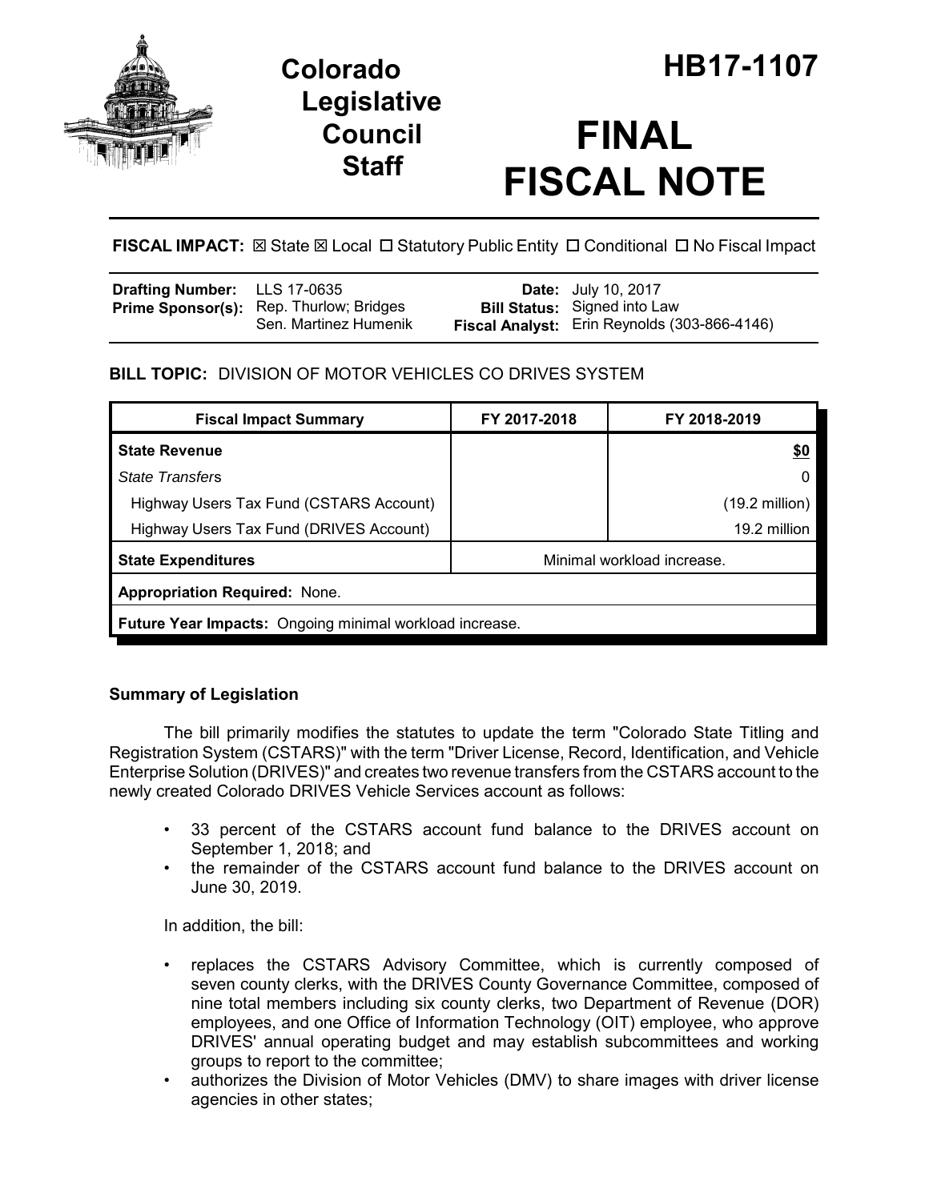# Colorado Legislative Council Staff

# HB17-1107

# FINAL FISCAL NOTE

**FISCAL IMPACT:** ☒ State ☒ Local ☐ Statutory Public Entity ☐ Conditional ☐ No Fiscal Impact

| | | | |
|---|---|---|---|
| **Drafting Number:** | LLS 17-0635 | **Date:** | July 10, 2017 |
| **Prime Sponsor(s):** | Rep. Thurlow; Bridges<br>Sen. Martinez Humenik | **Bill Status:** | Signed into Law |
| | | **Fiscal Analyst:** | Erin Reynolds (303-866-4146) |

**BILL TOPIC:** DIVISION OF MOTOR VEHICLES CO DRIVES SYSTEM

| Fiscal Impact Summary | FY 2017-2018 | FY 2018-2019 |
|---|---|---|
| **State Revenue** | | **$0** |
| *State Transfers* | | 0 |
| Highway Users Tax Fund (CSTARS Account) | | (19.2 million) |
| Highway Users Tax Fund (DRIVES Account) | | 19.2 million |
| **State Expenditures** | Minimal workload increase. | |
| **Appropriation Required:** None. | | |
| **Future Year Impacts:** Ongoing minimal workload increase. | | |

### Summary of Legislation

The bill primarily modifies the statutes to update the term "Colorado State Titling and Registration System (CSTARS)" with the term "Driver License, Record, Identification, and Vehicle Enterprise Solution (DRIVES)" and creates two revenue transfers from the CSTARS account to the newly created Colorado DRIVES Vehicle Services account as follows:

- 33 percent of the CSTARS account fund balance to the DRIVES account on September 1, 2018; and
- the remainder of the CSTARS account fund balance to the DRIVES account on June 30, 2019.

In addition, the bill:

- replaces the CSTARS Advisory Committee, which is currently composed of seven county clerks, with the DRIVES County Governance Committee, composed of nine total members including six county clerks, two Department of Revenue (DOR) employees, and one Office of Information Technology (OIT) employee, who approve DRIVES' annual operating budget and may establish subcommittees and working groups to report to the committee;
- authorizes the Division of Motor Vehicles (DMV) to share images with driver license agencies in other states;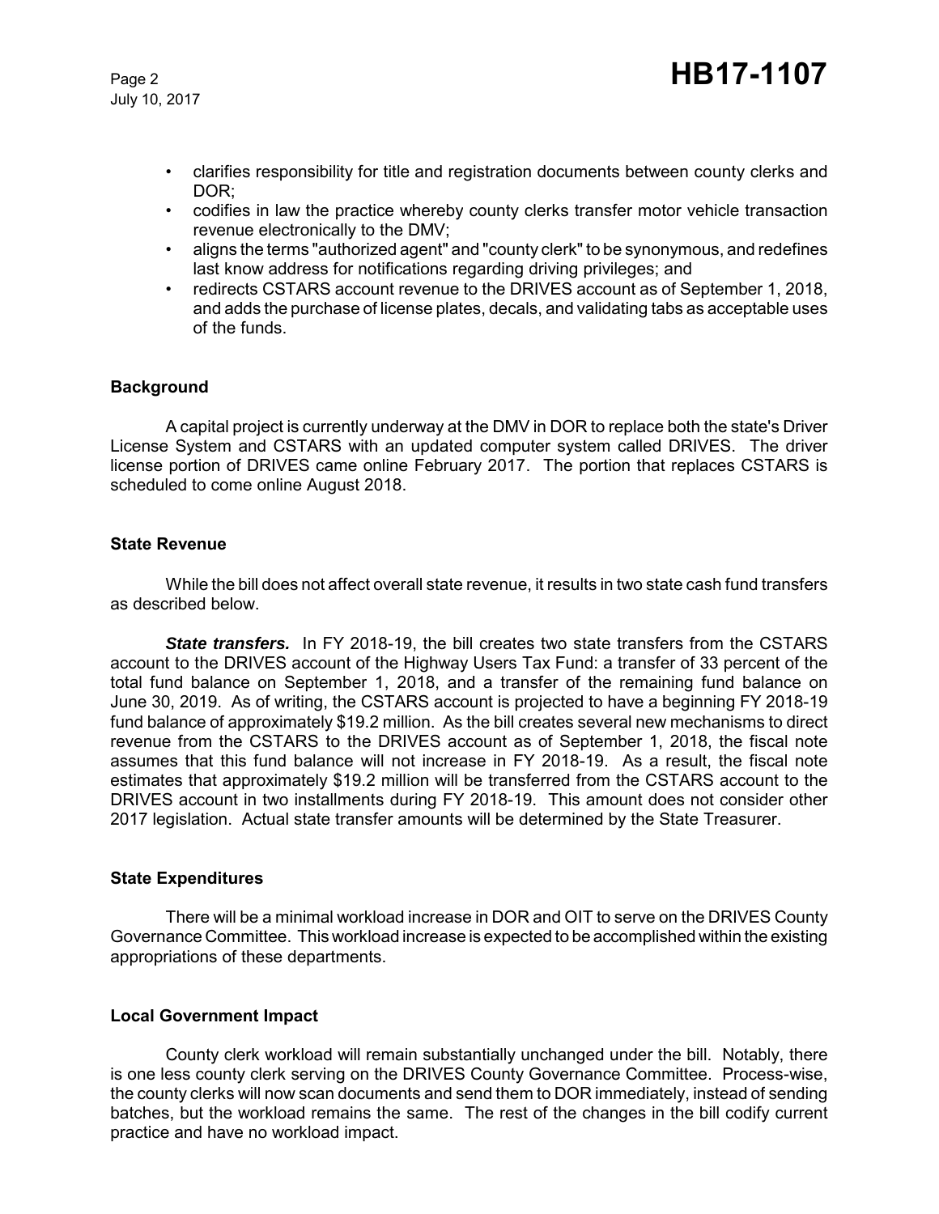- clarifies responsibility for title and registration documents between county clerks and DOR;
- codifies in law the practice whereby county clerks transfer motor vehicle transaction revenue electronically to the DMV;
- aligns the terms "authorized agent" and "county clerk" to be synonymous, and redefines last know address for notifications regarding driving privileges; and
- redirects CSTARS account revenue to the DRIVES account as of September 1, 2018, and adds the purchase of license plates, decals, and validating tabs as acceptable uses of the funds.

### Background

A capital project is currently underway at the DMV in DOR to replace both the state's Driver License System and CSTARS with an updated computer system called DRIVES. The driver license portion of DRIVES came online February 2017. The portion that replaces CSTARS is scheduled to come online August 2018.

### State Revenue

While the bill does not affect overall state revenue, it results in two state cash fund transfers as described below.

***State transfers.*** In FY 2018-19, the bill creates two state transfers from the CSTARS account to the DRIVES account of the Highway Users Tax Fund: a transfer of 33 percent of the total fund balance on September 1, 2018, and a transfer of the remaining fund balance on June 30, 2019. As of writing, the CSTARS account is projected to have a beginning FY 2018-19 fund balance of approximately $19.2 million. As the bill creates several new mechanisms to direct revenue from the CSTARS to the DRIVES account as of September 1, 2018, the fiscal note assumes that this fund balance will not increase in FY 2018-19. As a result, the fiscal note estimates that approximately $19.2 million will be transferred from the CSTARS account to the DRIVES account in two installments during FY 2018-19. This amount does not consider other 2017 legislation. Actual state transfer amounts will be determined by the State Treasurer.

### State Expenditures

There will be a minimal workload increase in DOR and OIT to serve on the DRIVES County Governance Committee. This workload increase is expected to be accomplished within the existing appropriations of these departments.

### Local Government Impact

County clerk workload will remain substantially unchanged under the bill. Notably, there is one less county clerk serving on the DRIVES County Governance Committee. Process-wise, the county clerks will now scan documents and send them to DOR immediately, instead of sending batches, but the workload remains the same. The rest of the changes in the bill codify current practice and have no workload impact.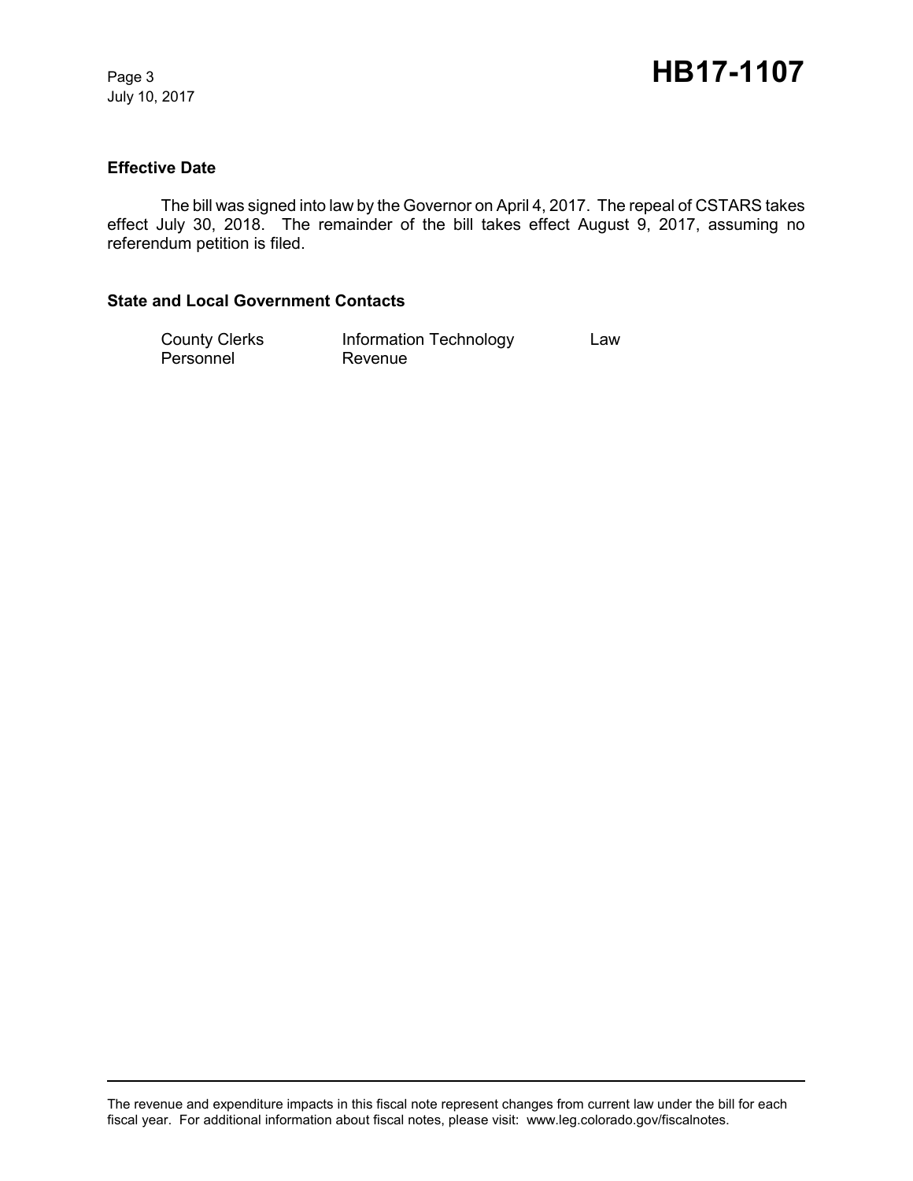**Effective Date**

The bill was signed into law by the Governor on April 4, 2017. The repeal of CSTARS takes effect July 30, 2018. The remainder of the bill takes effect August 9, 2017, assuming no referendum petition is filed.

**State and Local Government Contacts**

| | | |
|---|---|---|
| County Clerks | Information Technology | Law |
| Personnel | Revenue | |

The revenue and expenditure impacts in this fiscal note represent changes from current law under the bill for each fiscal year. For additional information about fiscal notes, please visit: www.leg.colorado.gov/fiscalnotes.